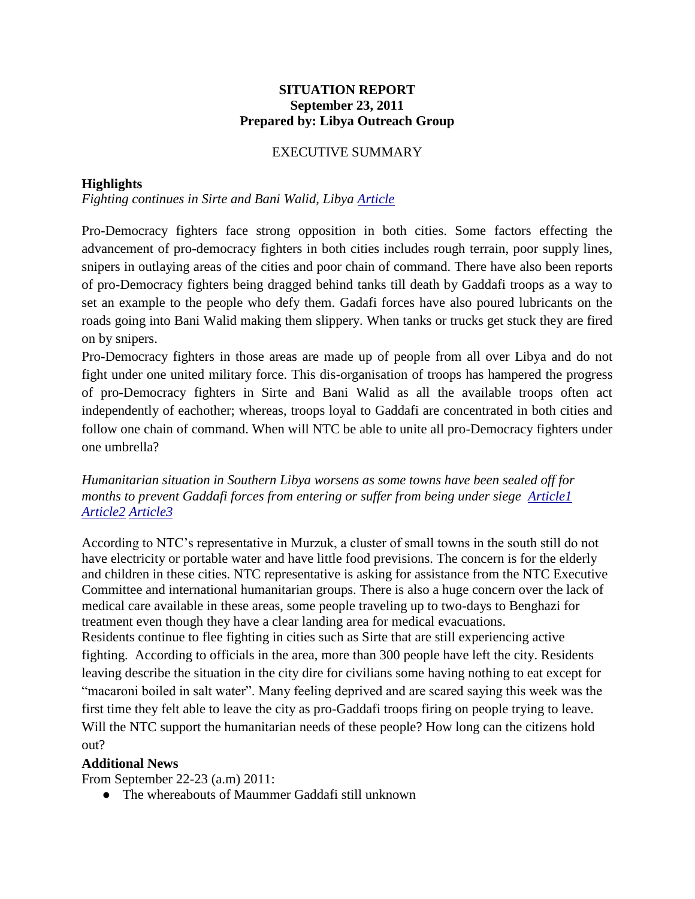**SITUATION REPORT**
**September 23, 2011**
**Prepared by: Libya Outreach Group**

EXECUTIVE SUMMARY

## Highlights

*Fighting continues in Sirte and Bani Walid, Libya [Article]*

Pro-Democracy fighters face strong opposition in both cities. Some factors effecting the advancement of pro-democracy fighters in both cities includes rough terrain, poor supply lines, snipers in outlaying areas of the cities and poor chain of command. There have also been reports of pro-Democracy fighters being dragged behind tanks till death by Gaddafi troops as a way to set an example to the people who defy them. Gadafi forces have also poured lubricants on the roads going into Bani Walid making them slippery. When tanks or trucks get stuck they are fired on by snipers.
Pro-Democracy fighters in those areas are made up of people from all over Libya and do not fight under one united military force. This dis-organisation of troops has hampered the progress of pro-Democracy fighters in Sirte and Bani Walid as all the available troops often act independently of eachother; whereas, troops loyal to Gaddafi are concentrated in both cities and follow one chain of command. When will NTC be able to unite all pro-Democracy fighters under one umbrella?

*Humanitarian situation in Southern Libya worsens as some towns have been sealed off for months to prevent Gaddafi forces from entering or suffer from being under siege [Article1] [Article2] [Article3]*

According to NTC's representative in Murzuk, a cluster of small towns in the south still do not have electricity or portable water and have little food previsions. The concern is for the elderly and children in these cities. NTC representative is asking for assistance from the NTC Executive Committee and international humanitarian groups. There is also a huge concern over the lack of medical care available in these areas, some people traveling up to two-days to Benghazi for treatment even though they have a clear landing area for medical evacuations.
Residents continue to flee fighting in cities such as Sirte that are still experiencing active fighting. According to officials in the area, more than 300 people have left the city. Residents leaving describe the situation in the city dire for civilians some having nothing to eat except for "macaroni boiled in salt water". Many feeling deprived and are scared saying this week was the first time they felt able to leave the city as pro-Gaddafi troops firing on people trying to leave. Will the NTC support the humanitarian needs of these people? How long can the citizens hold out?

## Additional News

From September 22-23 (a.m) 2011:

- The whereabouts of Maummer Gaddafi still unknown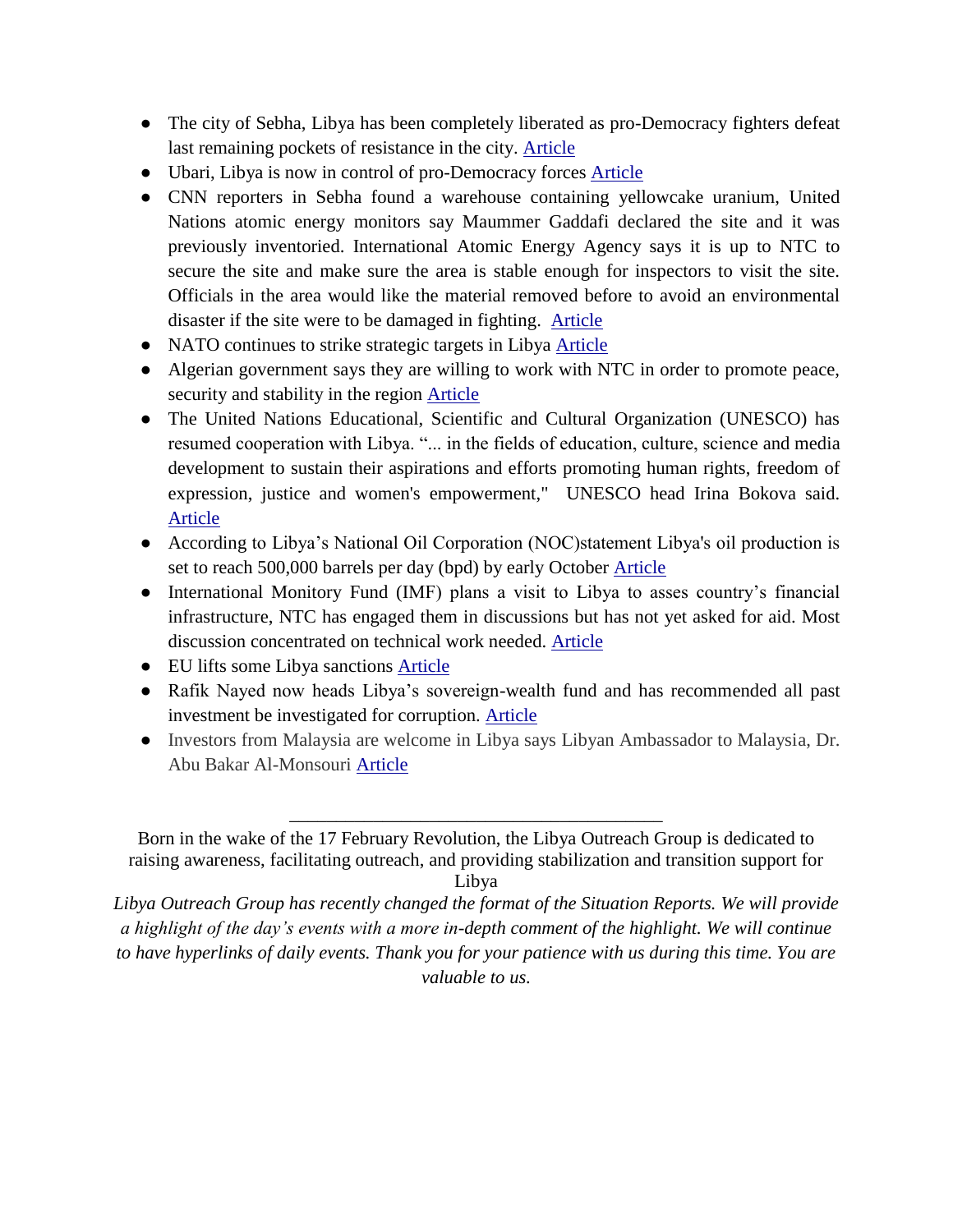- The city of Sebha, Libya has been completely liberated as pro-Democracy fighters defeat last remaining pockets of resistance in the city. Article
- Ubari, Libya is now in control of pro-Democracy forces Article
- CNN reporters in Sebha found a warehouse containing yellowcake uranium, United Nations atomic energy monitors say Maummer Gaddafi declared the site and it was previously inventoried. International Atomic Energy Agency says it is up to NTC to secure the site and make sure the area is stable enough for inspectors to visit the site. Officials in the area would like the material removed before to avoid an environmental disaster if the site were to be damaged in fighting. Article
- NATO continues to strike strategic targets in Libya Article
- Algerian government says they are willing to work with NTC in order to promote peace, security and stability in the region Article
- The United Nations Educational, Scientific and Cultural Organization (UNESCO) has resumed cooperation with Libya. "... in the fields of education, culture, science and media development to sustain their aspirations and efforts promoting human rights, freedom of expression, justice and women's empowerment," UNESCO head Irina Bokova said. Article
- According to Libya's National Oil Corporation (NOC)statement Libya's oil production is set to reach 500,000 barrels per day (bpd) by early October Article
- International Monitory Fund (IMF) plans a visit to Libya to asses country's financial infrastructure, NTC has engaged them in discussions but has not yet asked for aid. Most discussion concentrated on technical work needed. Article
- EU lifts some Libya sanctions Article
- Rafik Nayed now heads Libya's sovereign-wealth fund and has recommended all past investment be investigated for corruption. Article
- Investors from Malaysia are welcome in Libya says Libyan Ambassador to Malaysia, Dr. Abu Bakar Al-Monsouri Article

---

Born in the wake of the 17 February Revolution, the Libya Outreach Group is dedicated to raising awareness, facilitating outreach, and providing stabilization and transition support for Libya

*Libya Outreach Group has recently changed the format of the Situation Reports. We will provide a highlight of the day's events with a more in-depth comment of the highlight. We will continue to have hyperlinks of daily events. Thank you for your patience with us during this time. You are valuable to us.*